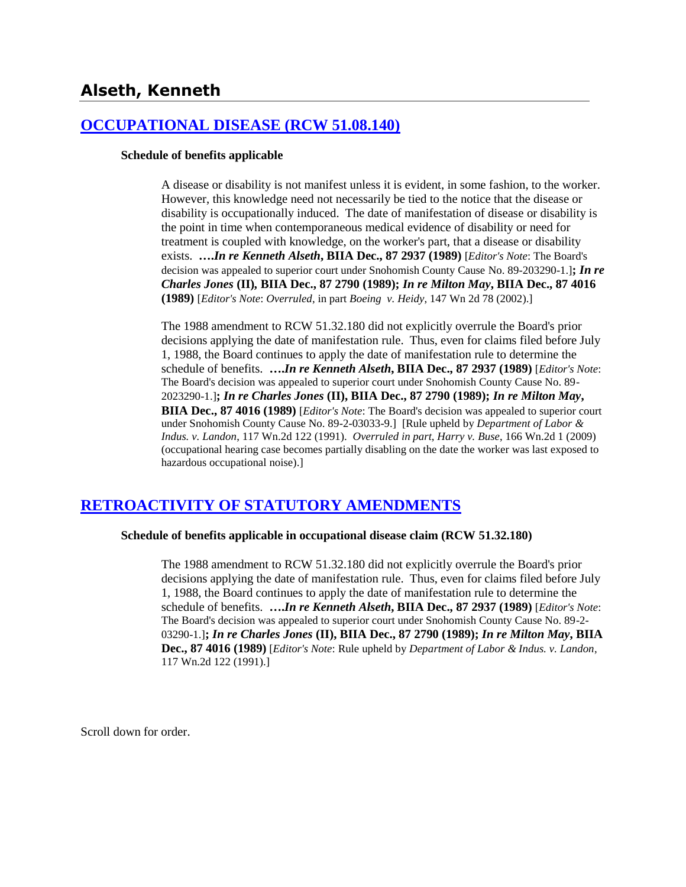# Alseth, Kenneth

## OCCUPATIONAL DISEASE (RCW 51.08.140)

### Schedule of benefits applicable

A disease or disability is not manifest unless it is evident, in some fashion, to the worker. However, this knowledge need not necessarily be tied to the notice that the disease or disability is occupationally induced. The date of manifestation of disease or disability is the point in time when contemporaneous medical evidence of disability or need for treatment is coupled with knowledge, on the worker's part, that a disease or disability exists. ***….In re Kenneth Alseth*, BIIA Dec., 87 2937 (1989)** [*Editor's Note*: The Board's decision was appealed to superior court under Snohomish County Cause No. 89-203290-1.]***; In re Charles Jones* (II), BIIA Dec., 87 2790 (1989); *In re Milton May*, BIIA Dec., 87 4016 (1989)** [*Editor's Note*: *Overruled*, in part *Boeing v. Heidy*, 147 Wn 2d 78 (2002).]

The 1988 amendment to RCW 51.32.180 did not explicitly overrule the Board's prior decisions applying the date of manifestation rule. Thus, even for claims filed before July 1, 1988, the Board continues to apply the date of manifestation rule to determine the schedule of benefits. ***….In re Kenneth Alseth*, BIIA Dec., 87 2937 (1989)** [*Editor's Note*: The Board's decision was appealed to superior court under Snohomish County Cause No. 89-2023290-1.]***; In re Charles Jones* (II), BIIA Dec., 87 2790 (1989); *In re Milton May*, BIIA Dec., 87 4016 (1989)** [*Editor's Note*: The Board's decision was appealed to superior court under Snohomish County Cause No. 89-2-03033-9.] [Rule upheld by *Department of Labor & Indus. v. Landon*, 117 Wn.2d 122 (1991). *Overruled in part, Harry v. Buse*, 166 Wn.2d 1 (2009) (occupational hearing case becomes partially disabling on the date the worker was last exposed to hazardous occupational noise).]

## RETROACTIVITY OF STATUTORY AMENDMENTS

### Schedule of benefits applicable in occupational disease claim (RCW 51.32.180)

The 1988 amendment to RCW 51.32.180 did not explicitly overrule the Board's prior decisions applying the date of manifestation rule. Thus, even for claims filed before July 1, 1988, the Board continues to apply the date of manifestation rule to determine the schedule of benefits. ***….In re Kenneth Alseth*, BIIA Dec., 87 2937 (1989)** [*Editor's Note*: The Board's decision was appealed to superior court under Snohomish County Cause No. 89-2-03290-1.]***; In re Charles Jones* (II), BIIA Dec., 87 2790 (1989); *In re Milton May*, BIIA Dec., 87 4016 (1989)** [*Editor's Note*: Rule upheld by *Department of Labor & Indus. v. Landon*, 117 Wn.2d 122 (1991).]

Scroll down for order.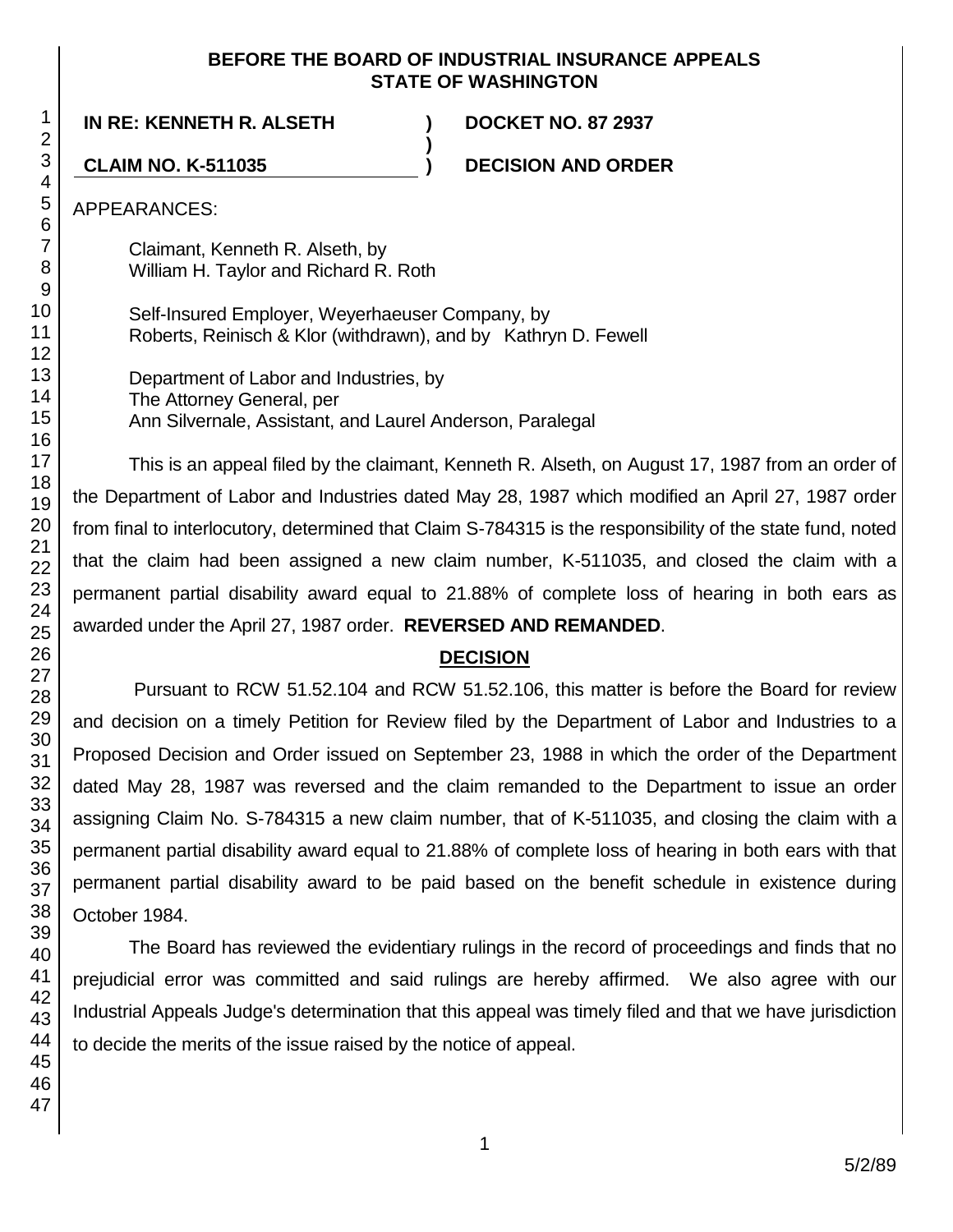**BEFORE THE BOARD OF INDUSTRIAL INSURANCE APPEALS STATE OF WASHINGTON**

**IN RE: KENNETH R. ALSETH** ) **DOCKET NO. 87 2937**

)

**CLAIM NO. K-511035** ) **DECISION AND ORDER**

APPEARANCES:

Claimant, Kenneth R. Alseth, by
William H. Taylor and Richard R. Roth

Self-Insured Employer, Weyerhaeuser Company, by
Roberts, Reinisch & Klor (withdrawn), and by Kathryn D. Fewell

Department of Labor and Industries, by
The Attorney General, per
Ann Silvernale, Assistant, and Laurel Anderson, Paralegal

This is an appeal filed by the claimant, Kenneth R. Alseth, on August 17, 1987 from an order of the Department of Labor and Industries dated May 28, 1987 which modified an April 27, 1987 order from final to interlocutory, determined that Claim S-784315 is the responsibility of the state fund, noted that the claim had been assigned a new claim number, K-511035, and closed the claim with a permanent partial disability award equal to 21.88% of complete loss of hearing in both ears as awarded under the April 27, 1987 order. **REVERSED AND REMANDED**.

## DECISION

Pursuant to RCW 51.52.104 and RCW 51.52.106, this matter is before the Board for review and decision on a timely Petition for Review filed by the Department of Labor and Industries to a Proposed Decision and Order issued on September 23, 1988 in which the order of the Department dated May 28, 1987 was reversed and the claim remanded to the Department to issue an order assigning Claim No. S-784315 a new claim number, that of K-511035, and closing the claim with a permanent partial disability award equal to 21.88% of complete loss of hearing in both ears with that permanent partial disability award to be paid based on the benefit schedule in existence during October 1984.

The Board has reviewed the evidentiary rulings in the record of proceedings and finds that no prejudicial error was committed and said rulings are hereby affirmed. We also agree with our Industrial Appeals Judge's determination that this appeal was timely filed and that we have jurisdiction to decide the merits of the issue raised by the notice of appeal.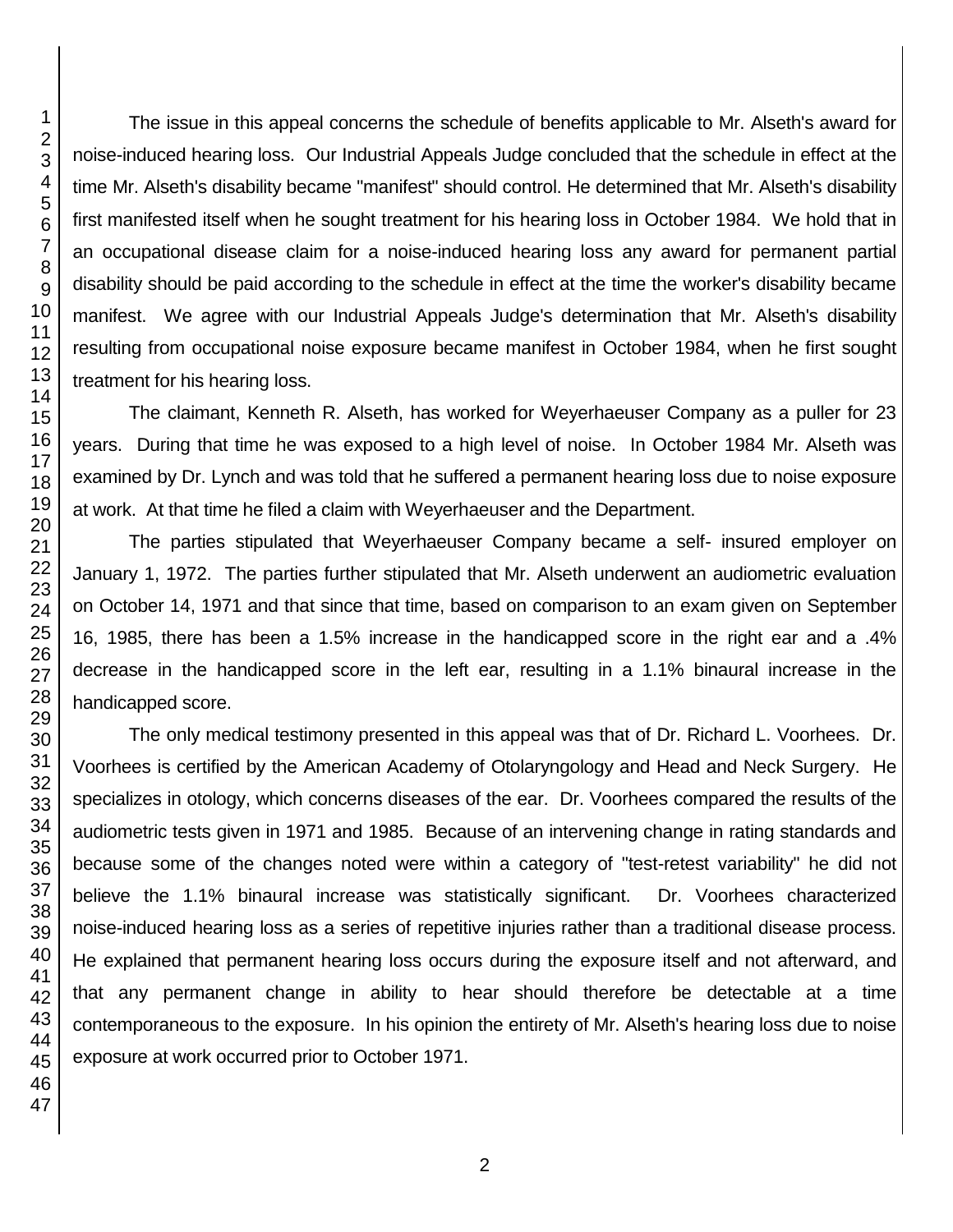The issue in this appeal concerns the schedule of benefits applicable to Mr. Alseth's award for noise-induced hearing loss. Our Industrial Appeals Judge concluded that the schedule in effect at the time Mr. Alseth's disability became "manifest" should control. He determined that Mr. Alseth's disability first manifested itself when he sought treatment for his hearing loss in October 1984. We hold that in an occupational disease claim for a noise-induced hearing loss any award for permanent partial disability should be paid according to the schedule in effect at the time the worker's disability became manifest. We agree with our Industrial Appeals Judge's determination that Mr. Alseth's disability resulting from occupational noise exposure became manifest in October 1984, when he first sought treatment for his hearing loss.

The claimant, Kenneth R. Alseth, has worked for Weyerhaeuser Company as a puller for 23 years. During that time he was exposed to a high level of noise. In October 1984 Mr. Alseth was examined by Dr. Lynch and was told that he suffered a permanent hearing loss due to noise exposure at work. At that time he filed a claim with Weyerhaeuser and the Department.

The parties stipulated that Weyerhaeuser Company became a self- insured employer on January 1, 1972. The parties further stipulated that Mr. Alseth underwent an audiometric evaluation on October 14, 1971 and that since that time, based on comparison to an exam given on September 16, 1985, there has been a 1.5% increase in the handicapped score in the right ear and a .4% decrease in the handicapped score in the left ear, resulting in a 1.1% binaural increase in the handicapped score.

The only medical testimony presented in this appeal was that of Dr. Richard L. Voorhees. Dr. Voorhees is certified by the American Academy of Otolaryngology and Head and Neck Surgery. He specializes in otology, which concerns diseases of the ear. Dr. Voorhees compared the results of the audiometric tests given in 1971 and 1985. Because of an intervening change in rating standards and because some of the changes noted were within a category of "test-retest variability" he did not believe the 1.1% binaural increase was statistically significant. Dr. Voorhees characterized noise-induced hearing loss as a series of repetitive injuries rather than a traditional disease process. He explained that permanent hearing loss occurs during the exposure itself and not afterward, and that any permanent change in ability to hear should therefore be detectable at a time contemporaneous to the exposure. In his opinion the entirety of Mr. Alseth's hearing loss due to noise exposure at work occurred prior to October 1971.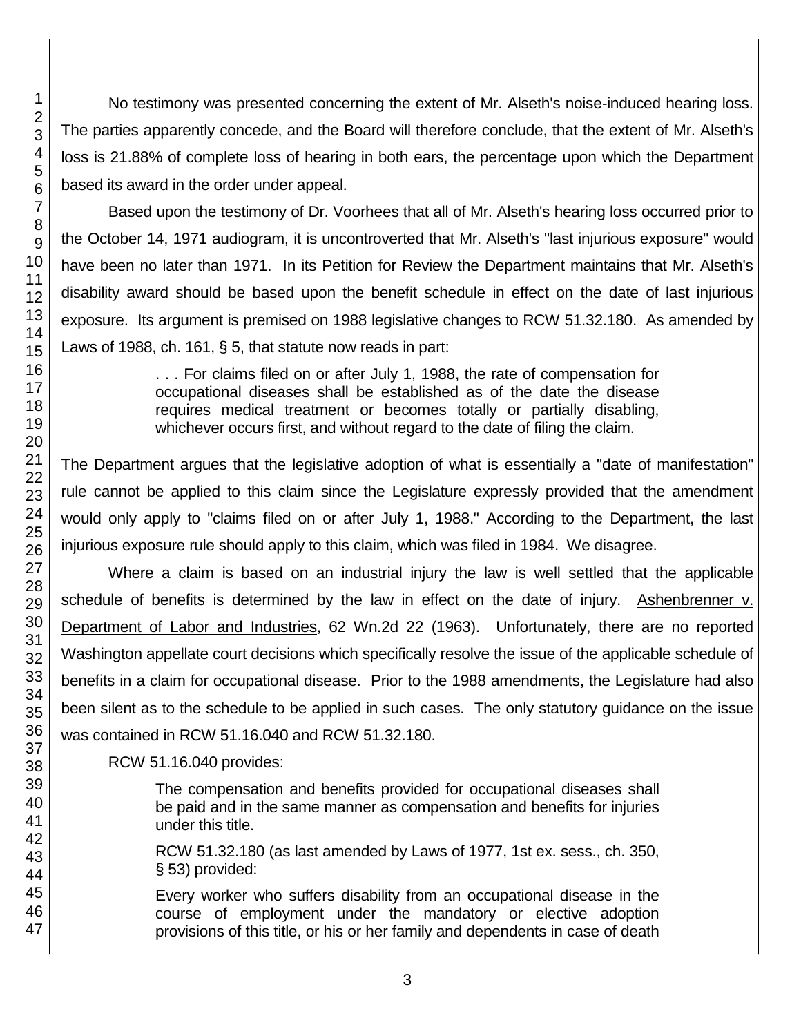No testimony was presented concerning the extent of Mr. Alseth's noise-induced hearing loss. The parties apparently concede, and the Board will therefore conclude, that the extent of Mr. Alseth's loss is 21.88% of complete loss of hearing in both ears, the percentage upon which the Department based its award in the order under appeal.

Based upon the testimony of Dr. Voorhees that all of Mr. Alseth's hearing loss occurred prior to the October 14, 1971 audiogram, it is uncontroverted that Mr. Alseth's "last injurious exposure" would have been no later than 1971. In its Petition for Review the Department maintains that Mr. Alseth's disability award should be based upon the benefit schedule in effect on the date of last injurious exposure. Its argument is premised on 1988 legislative changes to RCW 51.32.180. As amended by Laws of 1988, ch. 161, § 5, that statute now reads in part:

> . . . For claims filed on or after July 1, 1988, the rate of compensation for occupational diseases shall be established as of the date the disease requires medical treatment or becomes totally or partially disabling, whichever occurs first, and without regard to the date of filing the claim.

The Department argues that the legislative adoption of what is essentially a "date of manifestation" rule cannot be applied to this claim since the Legislature expressly provided that the amendment would only apply to "claims filed on or after July 1, 1988." According to the Department, the last injurious exposure rule should apply to this claim, which was filed in 1984. We disagree.

Where a claim is based on an industrial injury the law is well settled that the applicable schedule of benefits is determined by the law in effect on the date of injury. Ashenbrenner v. Department of Labor and Industries, 62 Wn.2d 22 (1963). Unfortunately, there are no reported Washington appellate court decisions which specifically resolve the issue of the applicable schedule of benefits in a claim for occupational disease. Prior to the 1988 amendments, the Legislature had also been silent as to the schedule to be applied in such cases. The only statutory guidance on the issue was contained in RCW 51.16.040 and RCW 51.32.180.

RCW 51.16.040 provides:

> The compensation and benefits provided for occupational diseases shall be paid and in the same manner as compensation and benefits for injuries under this title.
>
> RCW 51.32.180 (as last amended by Laws of 1977, 1st ex. sess., ch. 350, § 53) provided:
>
> Every worker who suffers disability from an occupational disease in the course of employment under the mandatory or elective adoption provisions of this title, or his or her family and dependents in case of death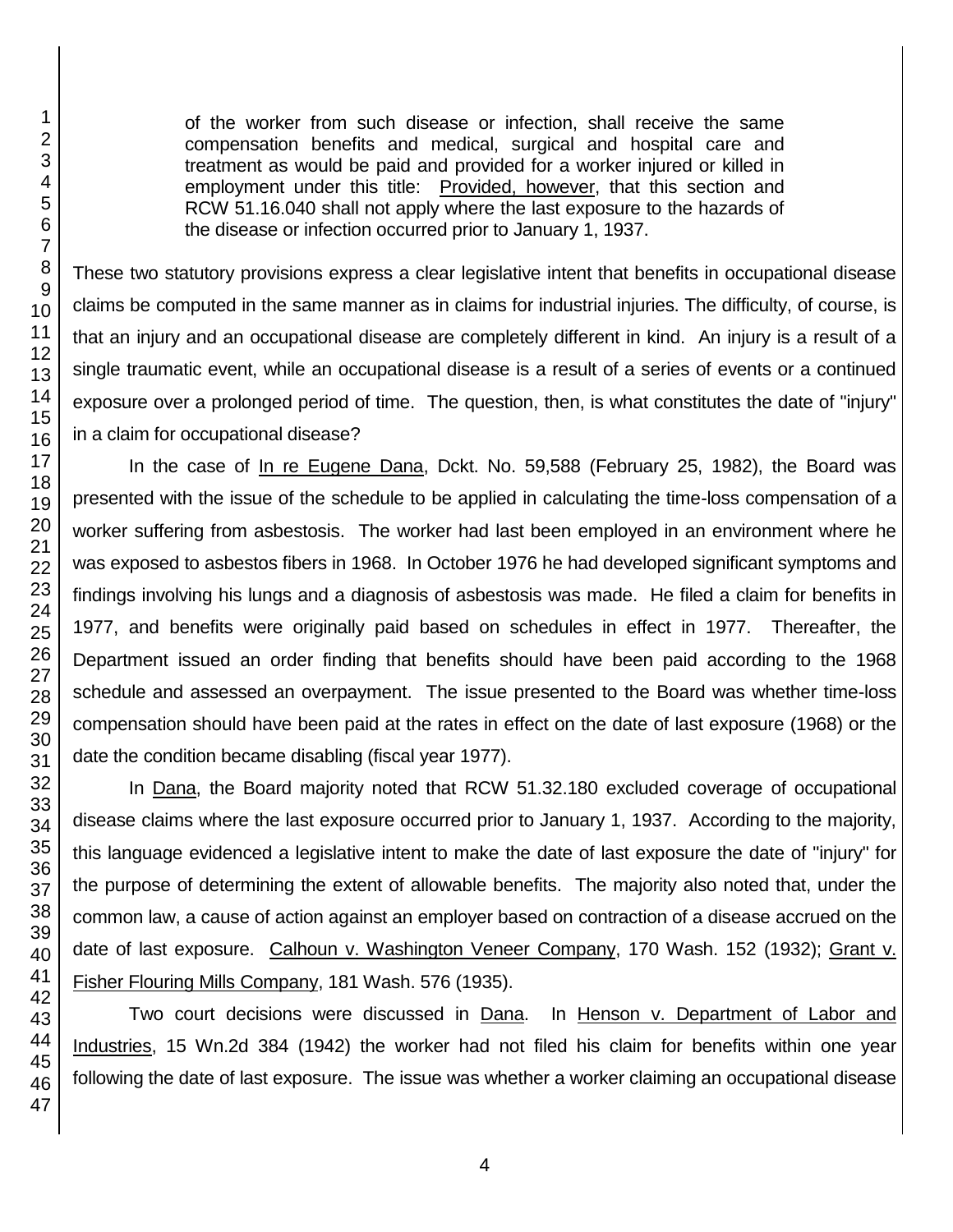> of the worker from such disease or infection, shall receive the same compensation benefits and medical, surgical and hospital care and treatment as would be paid and provided for a worker injured or killed in employment under this title: Provided, however, that this section and RCW 51.16.040 shall not apply where the last exposure to the hazards of the disease or infection occurred prior to January 1, 1937.

These two statutory provisions express a clear legislative intent that benefits in occupational disease claims be computed in the same manner as in claims for industrial injuries. The difficulty, of course, is that an injury and an occupational disease are completely different in kind. An injury is a result of a single traumatic event, while an occupational disease is a result of a series of events or a continued exposure over a prolonged period of time. The question, then, is what constitutes the date of "injury" in a claim for occupational disease?

In the case of In re Eugene Dana, Dckt. No. 59,588 (February 25, 1982), the Board was presented with the issue of the schedule to be applied in calculating the time-loss compensation of a worker suffering from asbestosis. The worker had last been employed in an environment where he was exposed to asbestos fibers in 1968. In October 1976 he had developed significant symptoms and findings involving his lungs and a diagnosis of asbestosis was made. He filed a claim for benefits in 1977, and benefits were originally paid based on schedules in effect in 1977. Thereafter, the Department issued an order finding that benefits should have been paid according to the 1968 schedule and assessed an overpayment. The issue presented to the Board was whether time-loss compensation should have been paid at the rates in effect on the date of last exposure (1968) or the date the condition became disabling (fiscal year 1977).

In Dana, the Board majority noted that RCW 51.32.180 excluded coverage of occupational disease claims where the last exposure occurred prior to January 1, 1937. According to the majority, this language evidenced a legislative intent to make the date of last exposure the date of "injury" for the purpose of determining the extent of allowable benefits. The majority also noted that, under the common law, a cause of action against an employer based on contraction of a disease accrued on the date of last exposure. Calhoun v. Washington Veneer Company, 170 Wash. 152 (1932); Grant v. Fisher Flouring Mills Company, 181 Wash. 576 (1935).

Two court decisions were discussed in Dana. In Henson v. Department of Labor and Industries, 15 Wn.2d 384 (1942) the worker had not filed his claim for benefits within one year following the date of last exposure. The issue was whether a worker claiming an occupational disease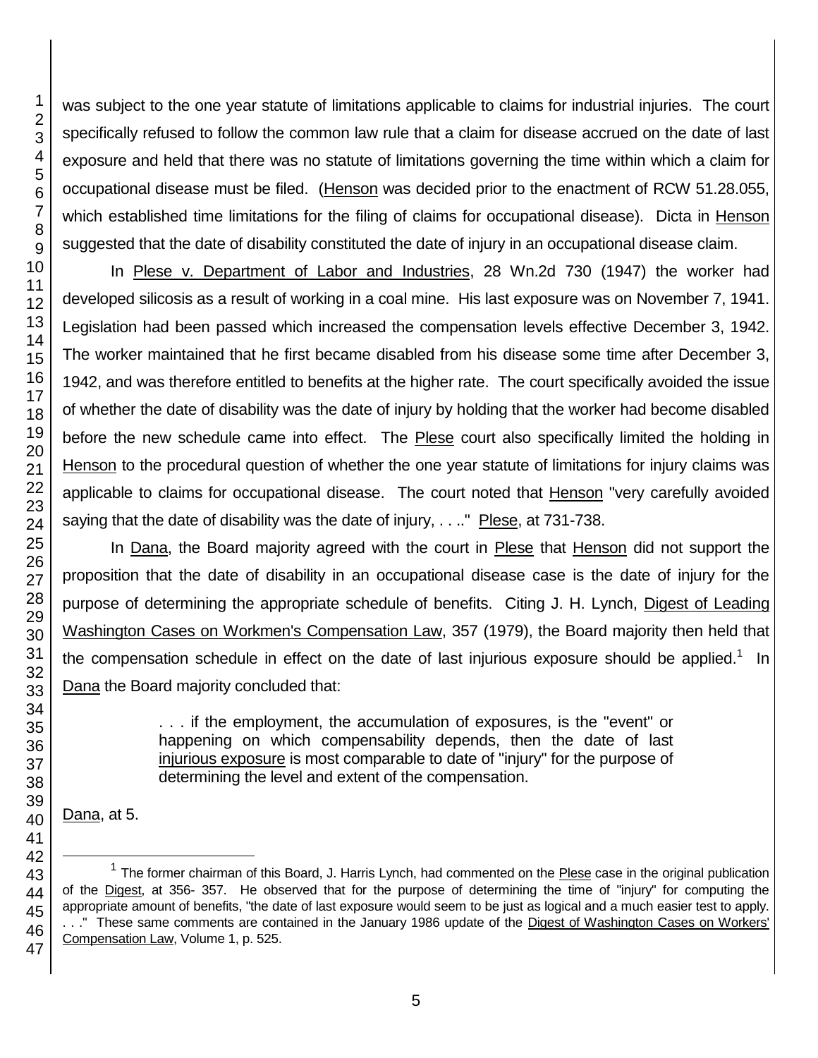was subject to the one year statute of limitations applicable to claims for industrial injuries. The court specifically refused to follow the common law rule that a claim for disease accrued on the date of last exposure and held that there was no statute of limitations governing the time within which a claim for occupational disease must be filed. (Henson was decided prior to the enactment of RCW 51.28.055, which established time limitations for the filing of claims for occupational disease). Dicta in Henson suggested that the date of disability constituted the date of injury in an occupational disease claim.

In Plese v. Department of Labor and Industries, 28 Wn.2d 730 (1947) the worker had developed silicosis as a result of working in a coal mine. His last exposure was on November 7, 1941. Legislation had been passed which increased the compensation levels effective December 3, 1942. The worker maintained that he first became disabled from his disease some time after December 3, 1942, and was therefore entitled to benefits at the higher rate. The court specifically avoided the issue of whether the date of disability was the date of injury by holding that the worker had become disabled before the new schedule came into effect. The Plese court also specifically limited the holding in Henson to the procedural question of whether the one year statute of limitations for injury claims was applicable to claims for occupational disease. The court noted that Henson "very carefully avoided saying that the date of disability was the date of injury, . . .." Plese, at 731-738.

In Dana, the Board majority agreed with the court in Plese that Henson did not support the proposition that the date of disability in an occupational disease case is the date of injury for the purpose of determining the appropriate schedule of benefits. Citing J. H. Lynch, Digest of Leading Washington Cases on Workmen's Compensation Law, 357 (1979), the Board majority then held that the compensation schedule in effect on the date of last injurious exposure should be applied.[1] In Dana the Board majority concluded that:

> . . . if the employment, the accumulation of exposures, is the "event" or happening on which compensability depends, then the date of last injurious exposure is most comparable to date of "injury" for the purpose of determining the level and extent of the compensation.

Dana, at 5.

---

[1] The former chairman of this Board, J. Harris Lynch, had commented on the Plese case in the original publication of the Digest, at 356- 357. He observed that for the purpose of determining the time of "injury" for computing the appropriate amount of benefits, "the date of last exposure would seem to be just as logical and a much easier test to apply. . . ." These same comments are contained in the January 1986 update of the Digest of Washington Cases on Workers' Compensation Law, Volume 1, p. 525.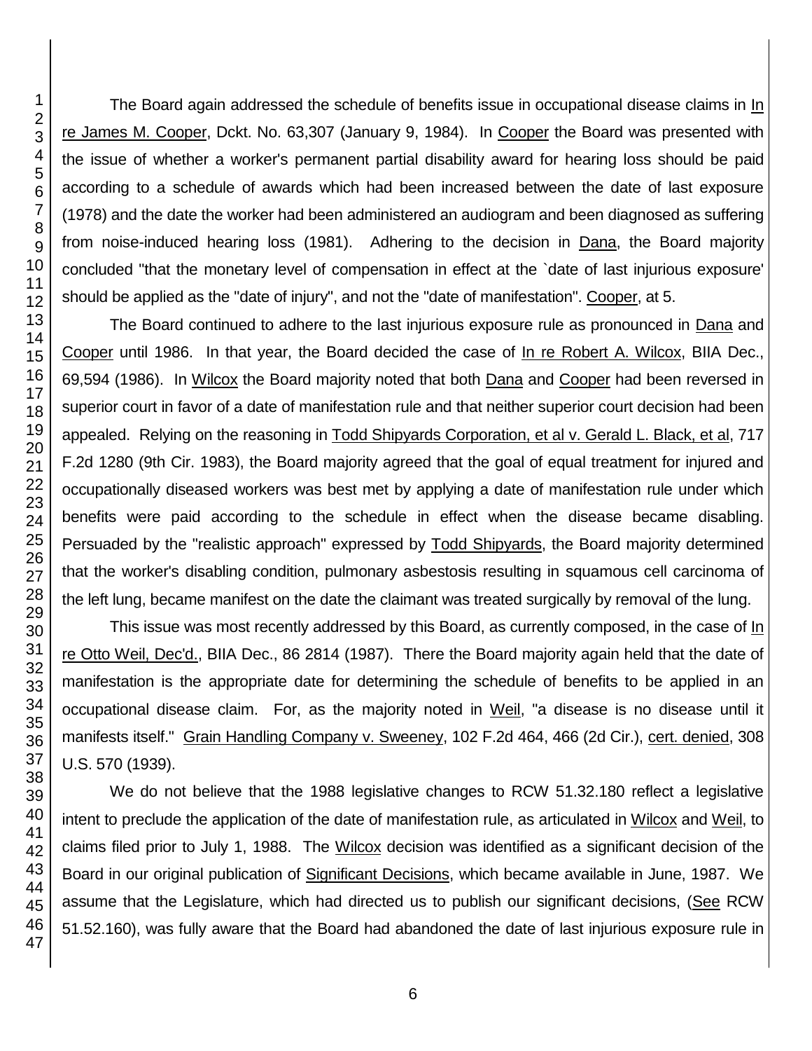The Board again addressed the schedule of benefits issue in occupational disease claims in In re James M. Cooper, Dckt. No. 63,307 (January 9, 1984). In Cooper the Board was presented with the issue of whether a worker's permanent partial disability award for hearing loss should be paid according to a schedule of awards which had been increased between the date of last exposure (1978) and the date the worker had been administered an audiogram and been diagnosed as suffering from noise-induced hearing loss (1981). Adhering to the decision in Dana, the Board majority concluded "that the monetary level of compensation in effect at the `date of last injurious exposure' should be applied as the "date of injury", and not the "date of manifestation". Cooper, at 5.

The Board continued to adhere to the last injurious exposure rule as pronounced in Dana and Cooper until 1986. In that year, the Board decided the case of In re Robert A. Wilcox, BIIA Dec., 69,594 (1986). In Wilcox the Board majority noted that both Dana and Cooper had been reversed in superior court in favor of a date of manifestation rule and that neither superior court decision had been appealed. Relying on the reasoning in Todd Shipyards Corporation, et al v. Gerald L. Black, et al, 717 F.2d 1280 (9th Cir. 1983), the Board majority agreed that the goal of equal treatment for injured and occupationally diseased workers was best met by applying a date of manifestation rule under which benefits were paid according to the schedule in effect when the disease became disabling. Persuaded by the "realistic approach" expressed by Todd Shipyards, the Board majority determined that the worker's disabling condition, pulmonary asbestosis resulting in squamous cell carcinoma of the left lung, became manifest on the date the claimant was treated surgically by removal of the lung.

This issue was most recently addressed by this Board, as currently composed, in the case of In re Otto Weil, Dec'd., BIIA Dec., 86 2814 (1987). There the Board majority again held that the date of manifestation is the appropriate date for determining the schedule of benefits to be applied in an occupational disease claim. For, as the majority noted in Weil, "a disease is no disease until it manifests itself." Grain Handling Company v. Sweeney, 102 F.2d 464, 466 (2d Cir.), cert. denied, 308 U.S. 570 (1939).

We do not believe that the 1988 legislative changes to RCW 51.32.180 reflect a legislative intent to preclude the application of the date of manifestation rule, as articulated in Wilcox and Weil, to claims filed prior to July 1, 1988. The Wilcox decision was identified as a significant decision of the Board in our original publication of Significant Decisions, which became available in June, 1987. We assume that the Legislature, which had directed us to publish our significant decisions, (See RCW 51.52.160), was fully aware that the Board had abandoned the date of last injurious exposure rule in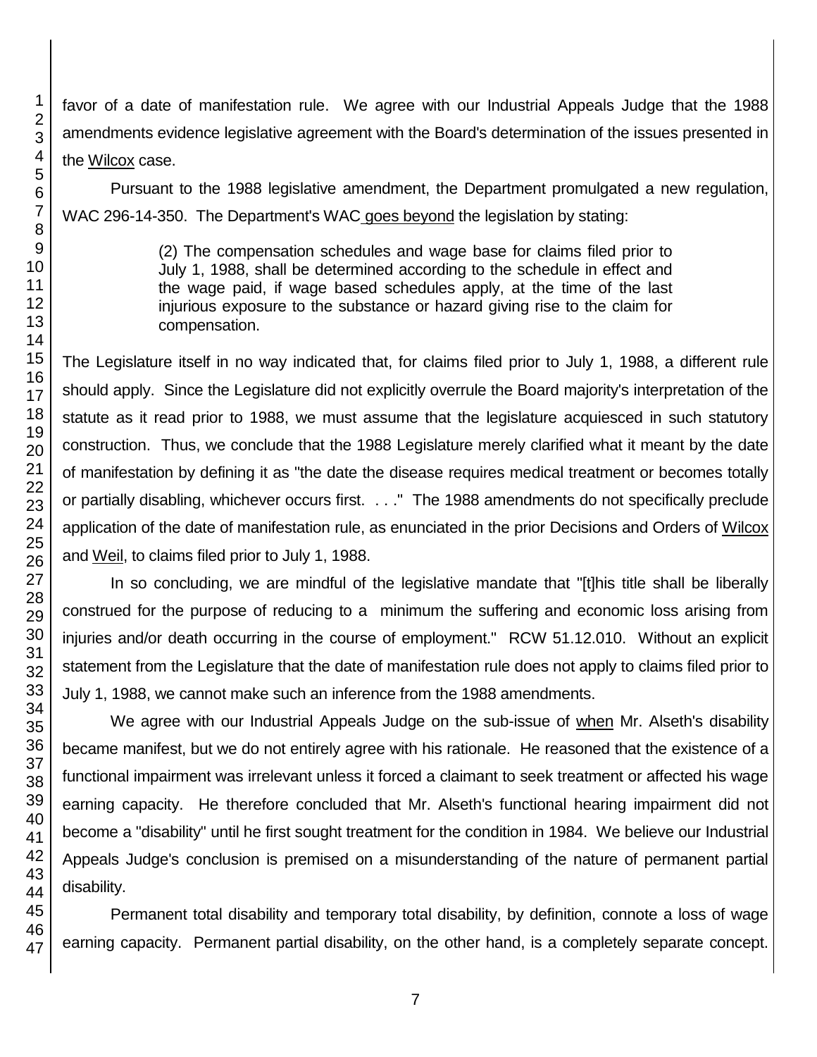favor of a date of manifestation rule. We agree with our Industrial Appeals Judge that the 1988 amendments evidence legislative agreement with the Board's determination of the issues presented in the Wilcox case.

Pursuant to the 1988 legislative amendment, the Department promulgated a new regulation, WAC 296-14-350. The Department's WAC goes beyond the legislation by stating:

> (2) The compensation schedules and wage base for claims filed prior to July 1, 1988, shall be determined according to the schedule in effect and the wage paid, if wage based schedules apply, at the time of the last injurious exposure to the substance or hazard giving rise to the claim for compensation.

The Legislature itself in no way indicated that, for claims filed prior to July 1, 1988, a different rule should apply. Since the Legislature did not explicitly overrule the Board majority's interpretation of the statute as it read prior to 1988, we must assume that the legislature acquiesced in such statutory construction. Thus, we conclude that the 1988 Legislature merely clarified what it meant by the date of manifestation by defining it as "the date the disease requires medical treatment or becomes totally or partially disabling, whichever occurs first. . . ." The 1988 amendments do not specifically preclude application of the date of manifestation rule, as enunciated in the prior Decisions and Orders of Wilcox and Weil, to claims filed prior to July 1, 1988.

In so concluding, we are mindful of the legislative mandate that "[t]his title shall be liberally construed for the purpose of reducing to a minimum the suffering and economic loss arising from injuries and/or death occurring in the course of employment." RCW 51.12.010. Without an explicit statement from the Legislature that the date of manifestation rule does not apply to claims filed prior to July 1, 1988, we cannot make such an inference from the 1988 amendments.

We agree with our Industrial Appeals Judge on the sub-issue of when Mr. Alseth's disability became manifest, but we do not entirely agree with his rationale. He reasoned that the existence of a functional impairment was irrelevant unless it forced a claimant to seek treatment or affected his wage earning capacity. He therefore concluded that Mr. Alseth's functional hearing impairment did not become a "disability" until he first sought treatment for the condition in 1984. We believe our Industrial Appeals Judge's conclusion is premised on a misunderstanding of the nature of permanent partial disability.

Permanent total disability and temporary total disability, by definition, connote a loss of wage earning capacity. Permanent partial disability, on the other hand, is a completely separate concept.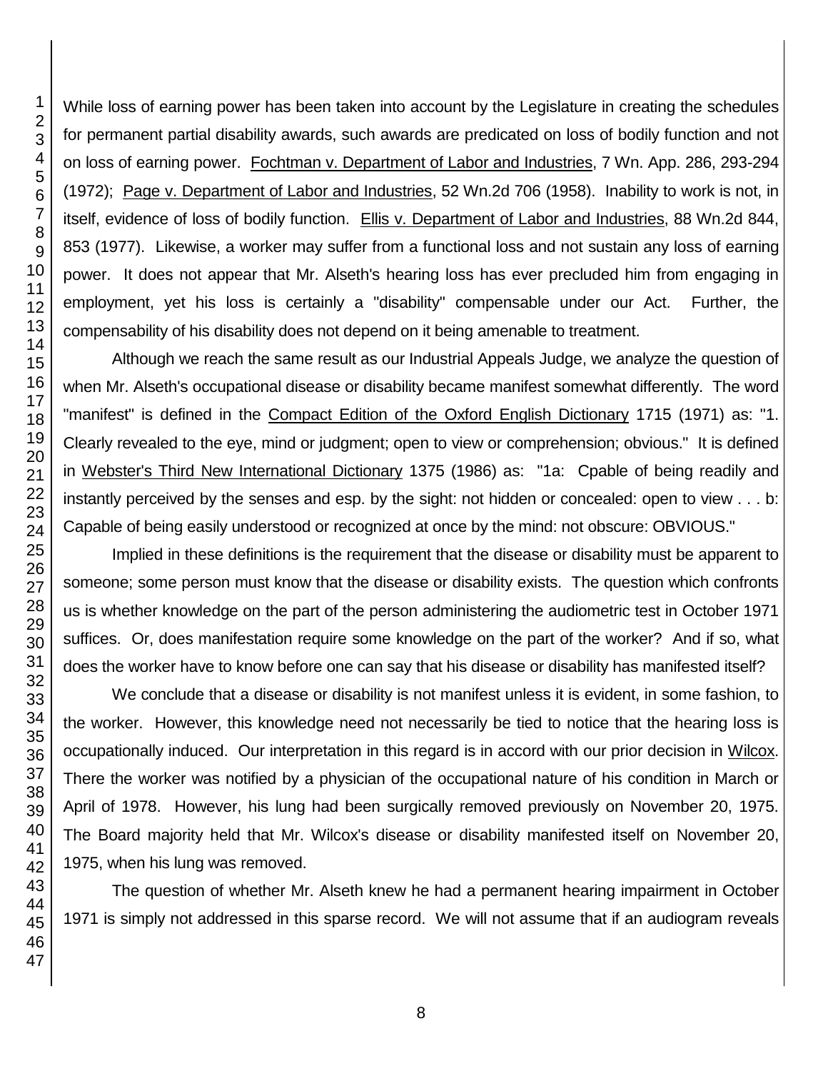While loss of earning power has been taken into account by the Legislature in creating the schedules for permanent partial disability awards, such awards are predicated on loss of bodily function and not on loss of earning power. Fochtman v. Department of Labor and Industries, 7 Wn. App. 286, 293-294 (1972); Page v. Department of Labor and Industries, 52 Wn.2d 706 (1958). Inability to work is not, in itself, evidence of loss of bodily function. Ellis v. Department of Labor and Industries, 88 Wn.2d 844, 853 (1977). Likewise, a worker may suffer from a functional loss and not sustain any loss of earning power. It does not appear that Mr. Alseth's hearing loss has ever precluded him from engaging in employment, yet his loss is certainly a "disability" compensable under our Act. Further, the compensability of his disability does not depend on it being amenable to treatment.

Although we reach the same result as our Industrial Appeals Judge, we analyze the question of when Mr. Alseth's occupational disease or disability became manifest somewhat differently. The word "manifest" is defined in the Compact Edition of the Oxford English Dictionary 1715 (1971) as: "1. Clearly revealed to the eye, mind or judgment; open to view or comprehension; obvious." It is defined in Webster's Third New International Dictionary 1375 (1986) as: "1a: Cpable of being readily and instantly perceived by the senses and esp. by the sight: not hidden or concealed: open to view . . . b: Capable of being easily understood or recognized at once by the mind: not obscure: OBVIOUS."

Implied in these definitions is the requirement that the disease or disability must be apparent to someone; some person must know that the disease or disability exists. The question which confronts us is whether knowledge on the part of the person administering the audiometric test in October 1971 suffices. Or, does manifestation require some knowledge on the part of the worker? And if so, what does the worker have to know before one can say that his disease or disability has manifested itself?

We conclude that a disease or disability is not manifest unless it is evident, in some fashion, to the worker. However, this knowledge need not necessarily be tied to notice that the hearing loss is occupationally induced. Our interpretation in this regard is in accord with our prior decision in Wilcox. There the worker was notified by a physician of the occupational nature of his condition in March or April of 1978. However, his lung had been surgically removed previously on November 20, 1975. The Board majority held that Mr. Wilcox's disease or disability manifested itself on November 20, 1975, when his lung was removed.

The question of whether Mr. Alseth knew he had a permanent hearing impairment in October 1971 is simply not addressed in this sparse record. We will not assume that if an audiogram reveals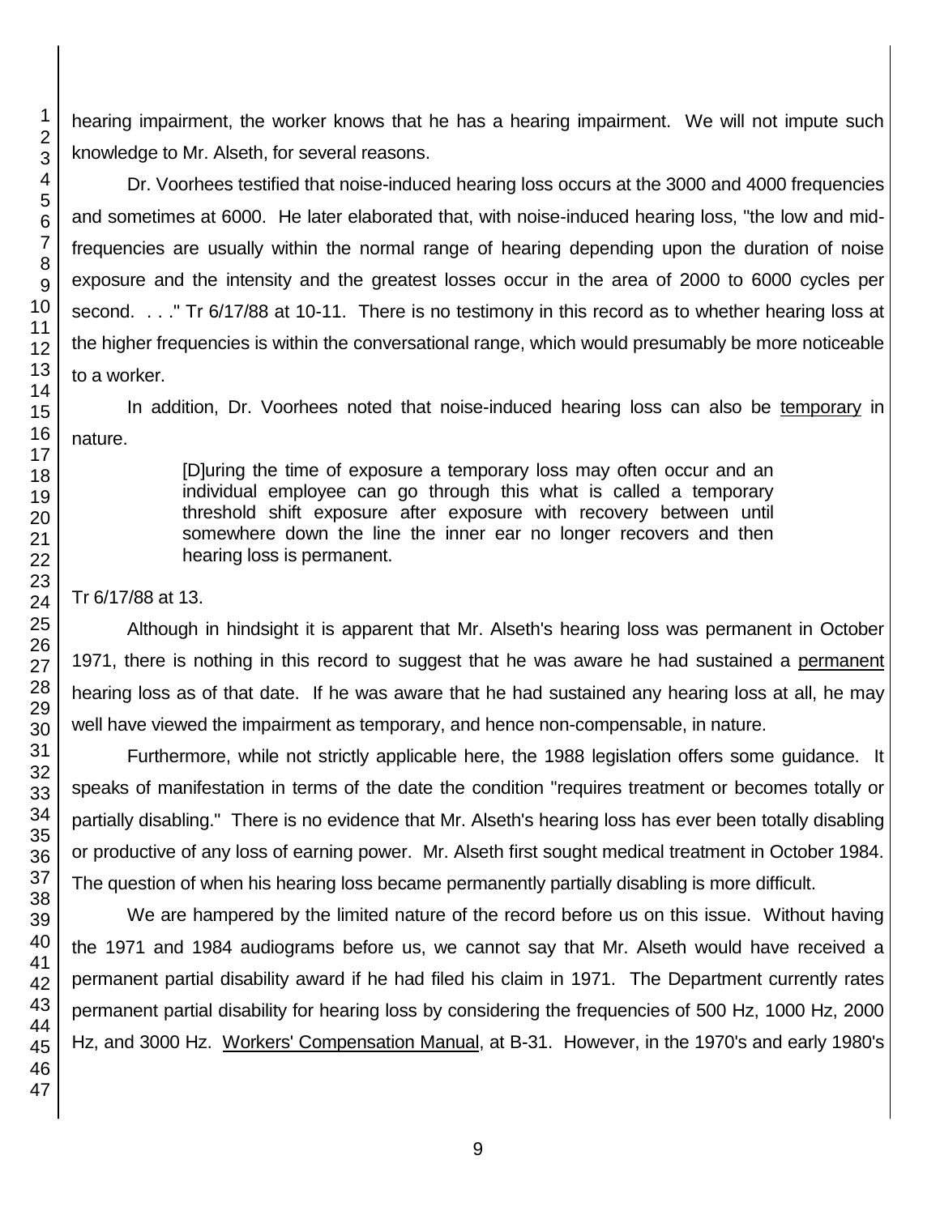hearing impairment, the worker knows that he has a hearing impairment. We will not impute such knowledge to Mr. Alseth, for several reasons.

Dr. Voorhees testified that noise-induced hearing loss occurs at the 3000 and 4000 frequencies and sometimes at 6000. He later elaborated that, with noise-induced hearing loss, "the low and mid-frequencies are usually within the normal range of hearing depending upon the duration of noise exposure and the intensity and the greatest losses occur in the area of 2000 to 6000 cycles per second. . . ." Tr 6/17/88 at 10-11. There is no testimony in this record as to whether hearing loss at the higher frequencies is within the conversational range, which would presumably be more noticeable to a worker.

In addition, Dr. Voorhees noted that noise-induced hearing loss can also be temporary in nature.

> [D]uring the time of exposure a temporary loss may often occur and an individual employee can go through this what is called a temporary threshold shift exposure after exposure with recovery between until somewhere down the line the inner ear no longer recovers and then hearing loss is permanent.

Tr 6/17/88 at 13.

Although in hindsight it is apparent that Mr. Alseth's hearing loss was permanent in October 1971, there is nothing in this record to suggest that he was aware he had sustained a permanent hearing loss as of that date. If he was aware that he had sustained any hearing loss at all, he may well have viewed the impairment as temporary, and hence non-compensable, in nature.

Furthermore, while not strictly applicable here, the 1988 legislation offers some guidance. It speaks of manifestation in terms of the date the condition "requires treatment or becomes totally or partially disabling." There is no evidence that Mr. Alseth's hearing loss has ever been totally disabling or productive of any loss of earning power. Mr. Alseth first sought medical treatment in October 1984. The question of when his hearing loss became permanently partially disabling is more difficult.

We are hampered by the limited nature of the record before us on this issue. Without having the 1971 and 1984 audiograms before us, we cannot say that Mr. Alseth would have received a permanent partial disability award if he had filed his claim in 1971. The Department currently rates permanent partial disability for hearing loss by considering the frequencies of 500 Hz, 1000 Hz, 2000 Hz, and 3000 Hz. Workers' Compensation Manual, at B-31. However, in the 1970's and early 1980's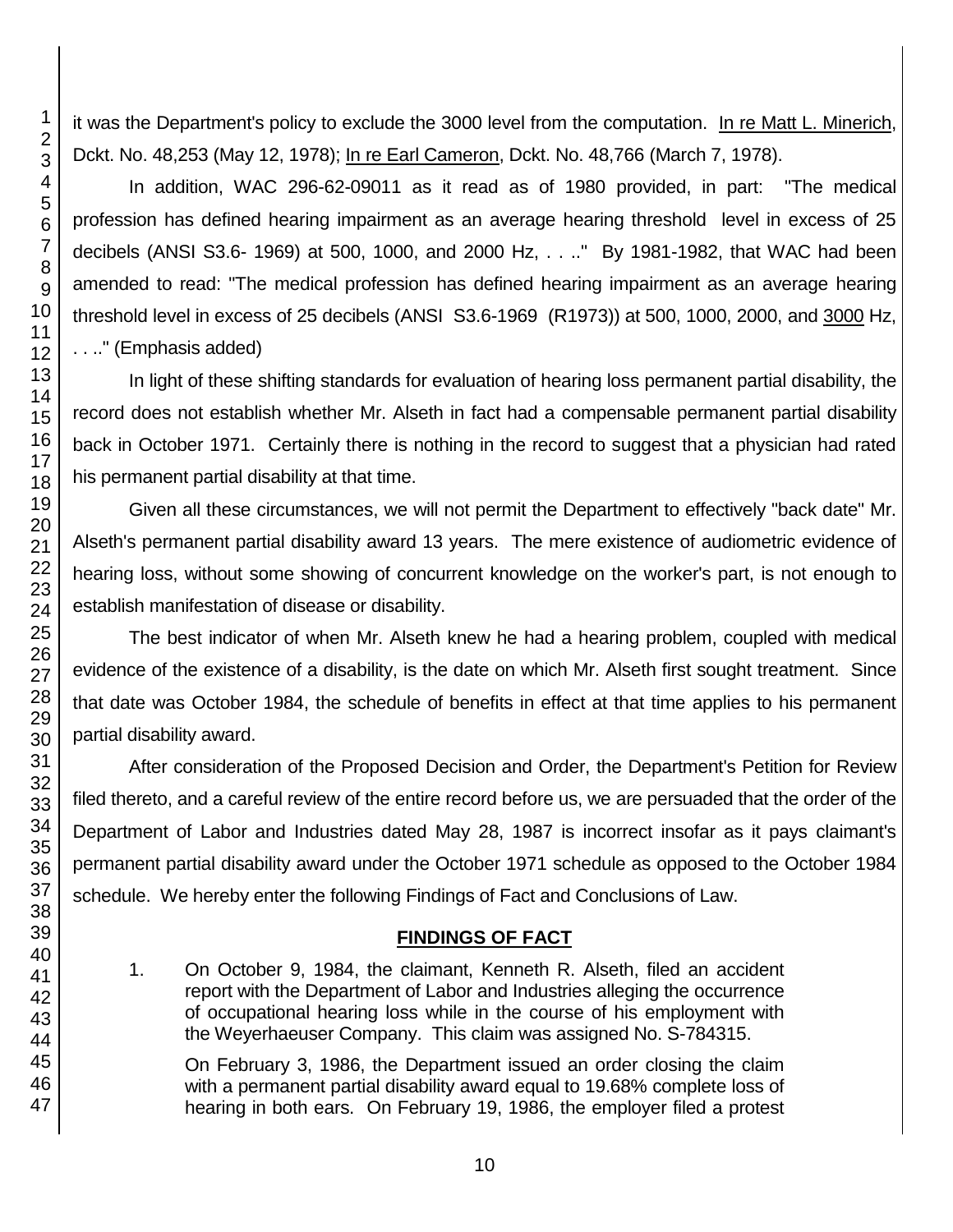it was the Department's policy to exclude the 3000 level from the computation. In re Matt L. Minerich, Dckt. No. 48,253 (May 12, 1978); In re Earl Cameron, Dckt. No. 48,766 (March 7, 1978).

In addition, WAC 296-62-09011 as it read as of 1980 provided, in part: "The medical profession has defined hearing impairment as an average hearing threshold level in excess of 25 decibels (ANSI S3.6- 1969) at 500, 1000, and 2000 Hz, . . .." By 1981-1982, that WAC had been amended to read: "The medical profession has defined hearing impairment as an average hearing threshold level in excess of 25 decibels (ANSI S3.6-1969 (R1973)) at 500, 1000, 2000, and 3000 Hz, . . .." (Emphasis added)

In light of these shifting standards for evaluation of hearing loss permanent partial disability, the record does not establish whether Mr. Alseth in fact had a compensable permanent partial disability back in October 1971. Certainly there is nothing in the record to suggest that a physician had rated his permanent partial disability at that time.

Given all these circumstances, we will not permit the Department to effectively "back date" Mr. Alseth's permanent partial disability award 13 years. The mere existence of audiometric evidence of hearing loss, without some showing of concurrent knowledge on the worker's part, is not enough to establish manifestation of disease or disability.

The best indicator of when Mr. Alseth knew he had a hearing problem, coupled with medical evidence of the existence of a disability, is the date on which Mr. Alseth first sought treatment. Since that date was October 1984, the schedule of benefits in effect at that time applies to his permanent partial disability award.

After consideration of the Proposed Decision and Order, the Department's Petition for Review filed thereto, and a careful review of the entire record before us, we are persuaded that the order of the Department of Labor and Industries dated May 28, 1987 is incorrect insofar as it pays claimant's permanent partial disability award under the October 1971 schedule as opposed to the October 1984 schedule. We hereby enter the following Findings of Fact and Conclusions of Law.

## FINDINGS OF FACT

1. On October 9, 1984, the claimant, Kenneth R. Alseth, filed an accident report with the Department of Labor and Industries alleging the occurrence of occupational hearing loss while in the course of his employment with the Weyerhaeuser Company. This claim was assigned No. S-784315.

   On February 3, 1986, the Department issued an order closing the claim with a permanent partial disability award equal to 19.68% complete loss of hearing in both ears. On February 19, 1986, the employer filed a protest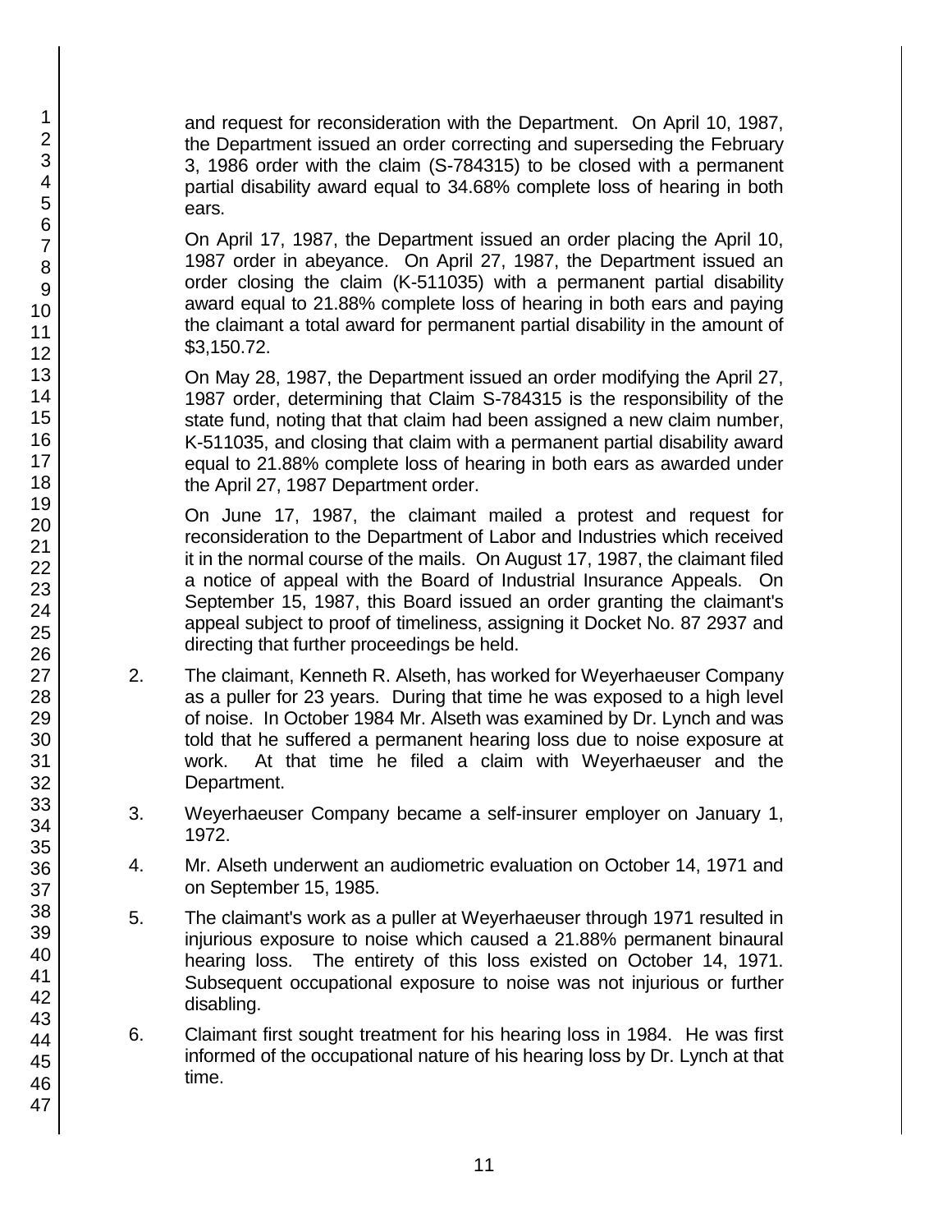and request for reconsideration with the Department. On April 10, 1987, the Department issued an order correcting and superseding the February 3, 1986 order with the claim (S-784315) to be closed with a permanent partial disability award equal to 34.68% complete loss of hearing in both ears.

On April 17, 1987, the Department issued an order placing the April 10, 1987 order in abeyance. On April 27, 1987, the Department issued an order closing the claim (K-511035) with a permanent partial disability award equal to 21.88% complete loss of hearing in both ears and paying the claimant a total award for permanent partial disability in the amount of $3,150.72.

On May 28, 1987, the Department issued an order modifying the April 27, 1987 order, determining that Claim S-784315 is the responsibility of the state fund, noting that that claim had been assigned a new claim number, K-511035, and closing that claim with a permanent partial disability award equal to 21.88% complete loss of hearing in both ears as awarded under the April 27, 1987 Department order.

On June 17, 1987, the claimant mailed a protest and request for reconsideration to the Department of Labor and Industries which received it in the normal course of the mails. On August 17, 1987, the claimant filed a notice of appeal with the Board of Industrial Insurance Appeals. On September 15, 1987, this Board issued an order granting the claimant's appeal subject to proof of timeliness, assigning it Docket No. 87 2937 and directing that further proceedings be held.

2. The claimant, Kenneth R. Alseth, has worked for Weyerhaeuser Company as a puller for 23 years. During that time he was exposed to a high level of noise. In October 1984 Mr. Alseth was examined by Dr. Lynch and was told that he suffered a permanent hearing loss due to noise exposure at work. At that time he filed a claim with Weyerhaeuser and the Department.

3. Weyerhaeuser Company became a self-insurer employer on January 1, 1972.

4. Mr. Alseth underwent an audiometric evaluation on October 14, 1971 and on September 15, 1985.

5. The claimant's work as a puller at Weyerhaeuser through 1971 resulted in injurious exposure to noise which caused a 21.88% permanent binaural hearing loss. The entirety of this loss existed on October 14, 1971. Subsequent occupational exposure to noise was not injurious or further disabling.

6. Claimant first sought treatment for his hearing loss in 1984. He was first informed of the occupational nature of his hearing loss by Dr. Lynch at that time.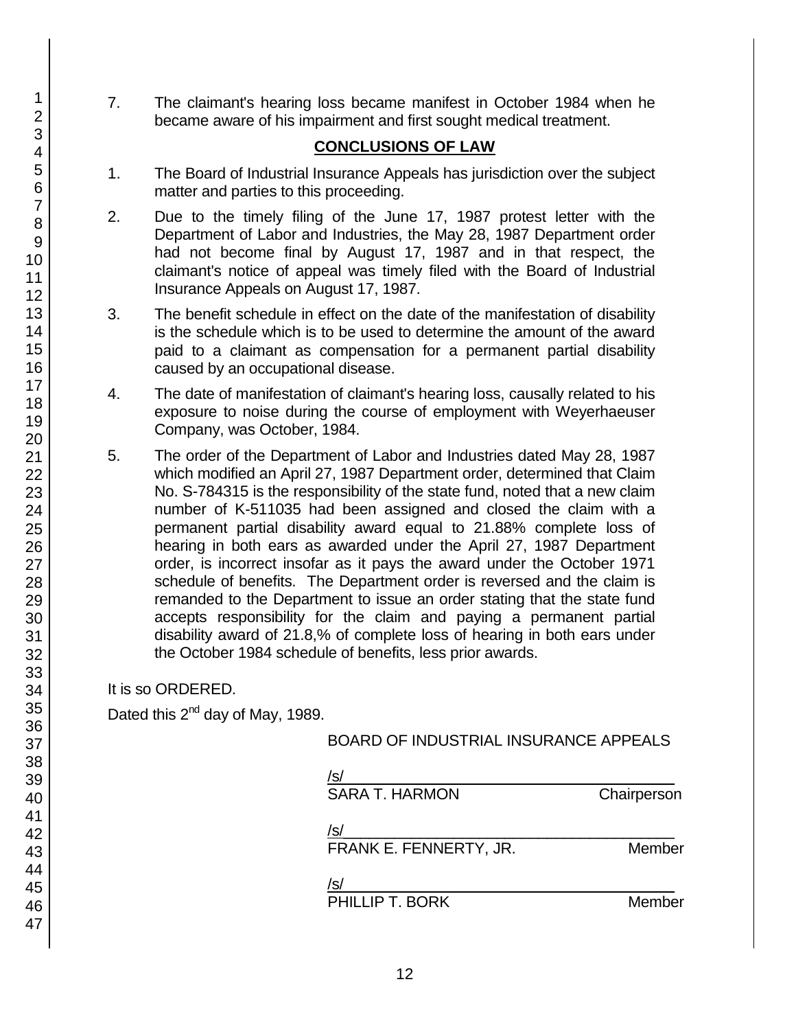7. The claimant's hearing loss became manifest in October 1984 when he became aware of his impairment and first sought medical treatment.

## CONCLUSIONS OF LAW

1. The Board of Industrial Insurance Appeals has jurisdiction over the subject matter and parties to this proceeding.

2. Due to the timely filing of the June 17, 1987 protest letter with the Department of Labor and Industries, the May 28, 1987 Department order had not become final by August 17, 1987 and in that respect, the claimant's notice of appeal was timely filed with the Board of Industrial Insurance Appeals on August 17, 1987.

3. The benefit schedule in effect on the date of the manifestation of disability is the schedule which is to be used to determine the amount of the award paid to a claimant as compensation for a permanent partial disability caused by an occupational disease.

4. The date of manifestation of claimant's hearing loss, causally related to his exposure to noise during the course of employment with Weyerhaeuser Company, was October, 1984.

5. The order of the Department of Labor and Industries dated May 28, 1987 which modified an April 27, 1987 Department order, determined that Claim No. S-784315 is the responsibility of the state fund, noted that a new claim number of K-511035 had been assigned and closed the claim with a permanent partial disability award equal to 21.88% complete loss of hearing in both ears as awarded under the April 27, 1987 Department order, is incorrect insofar as it pays the award under the October 1971 schedule of benefits. The Department order is reversed and the claim is remanded to the Department to issue an order stating that the state fund accepts responsibility for the claim and paying a permanent partial disability award of 21.8,% of complete loss of hearing in both ears under the October 1984 schedule of benefits, less prior awards.

It is so ORDERED.

Dated this 2nd day of May, 1989.

BOARD OF INDUSTRIAL INSURANCE APPEALS

/s/
SARA T. HARMON Chairperson

/s/
FRANK E. FENNERTY, JR. Member

/s/
PHILLIP T. BORK Member